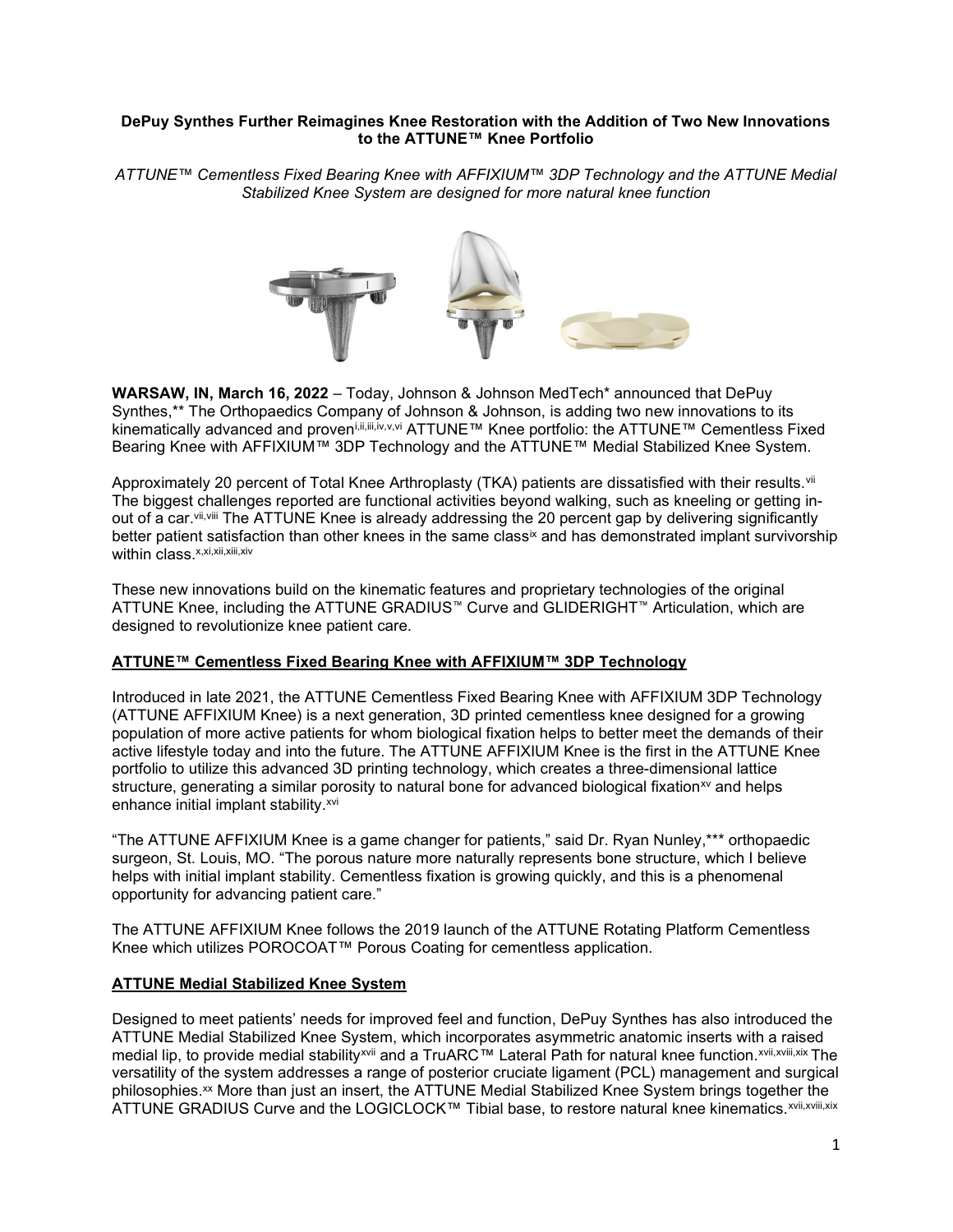**DePuy Synthes Further Reimagines Knee Restoration with the Addition of Two New Innovations to the ATTUNE™ Knee Portfolio**

*ATTUNE™ Cementless Fixed Bearing Knee with AFFIXIUM™ 3DP Technology and the ATTUNE Medial Stabilized Knee System are designed for more natural knee function*

**WARSAW, IN, March 16, 2022** – Today, Johnson & Johnson MedTech* announced that DePuy Synthes,** The Orthopaedics Company of Johnson & Johnson, is adding two new innovations to its kinematically advanced and proven[i,ii,iii,iv,v,vi] ATTUNE™ Knee portfolio: the ATTUNE™ Cementless Fixed Bearing Knee with AFFIXIUM™ 3DP Technology and the ATTUNE™ Medial Stabilized Knee System.

Approximately 20 percent of Total Knee Arthroplasty (TKA) patients are dissatisfied with their results.[vii] The biggest challenges reported are functional activities beyond walking, such as kneeling or getting in-out of a car.[vii,viii] The ATTUNE Knee is already addressing the 20 percent gap by delivering significantly better patient satisfaction than other knees in the same class[ix] and has demonstrated implant survivorship within class.[x,xi,xii,xiii,xiv]

These new innovations build on the kinematic features and proprietary technologies of the original ATTUNE Knee, including the ATTUNE GRADIUS™ Curve and GLIDERIGHT™ Articulation, which are designed to revolutionize knee patient care.

## ATTUNE™ Cementless Fixed Bearing Knee with AFFIXIUM™ 3DP Technology

Introduced in late 2021, the ATTUNE Cementless Fixed Bearing Knee with AFFIXIUM 3DP Technology (ATTUNE AFFIXIUM Knee) is a next generation, 3D printed cementless knee designed for a growing population of more active patients for whom biological fixation helps to better meet the demands of their active lifestyle today and into the future. The ATTUNE AFFIXIUM Knee is the first in the ATTUNE Knee portfolio to utilize this advanced 3D printing technology, which creates a three-dimensional lattice structure, generating a similar porosity to natural bone for advanced biological fixation[xv] and helps enhance initial implant stability.[xvi]

"The ATTUNE AFFIXIUM Knee is a game changer for patients," said Dr. Ryan Nunley,*** orthopaedic surgeon, St. Louis, MO. "The porous nature more naturally represents bone structure, which I believe helps with initial implant stability. Cementless fixation is growing quickly, and this is a phenomenal opportunity for advancing patient care."

The ATTUNE AFFIXIUM Knee follows the 2019 launch of the ATTUNE Rotating Platform Cementless Knee which utilizes POROCOAT™ Porous Coating for cementless application.

## ATTUNE Medial Stabilized Knee System

Designed to meet patients' needs for improved feel and function, DePuy Synthes has also introduced the ATTUNE Medial Stabilized Knee System, which incorporates asymmetric anatomic inserts with a raised medial lip, to provide medial stability[xvii] and a TruARC™ Lateral Path for natural knee function.[xvii,xviii,xix] The versatility of the system addresses a range of posterior cruciate ligament (PCL) management and surgical philosophies.[xx] More than just an insert, the ATTUNE Medial Stabilized Knee System brings together the ATTUNE GRADIUS Curve and the LOGICLOCK™ Tibial base, to restore natural knee kinematics.[xvii,xviii,xix]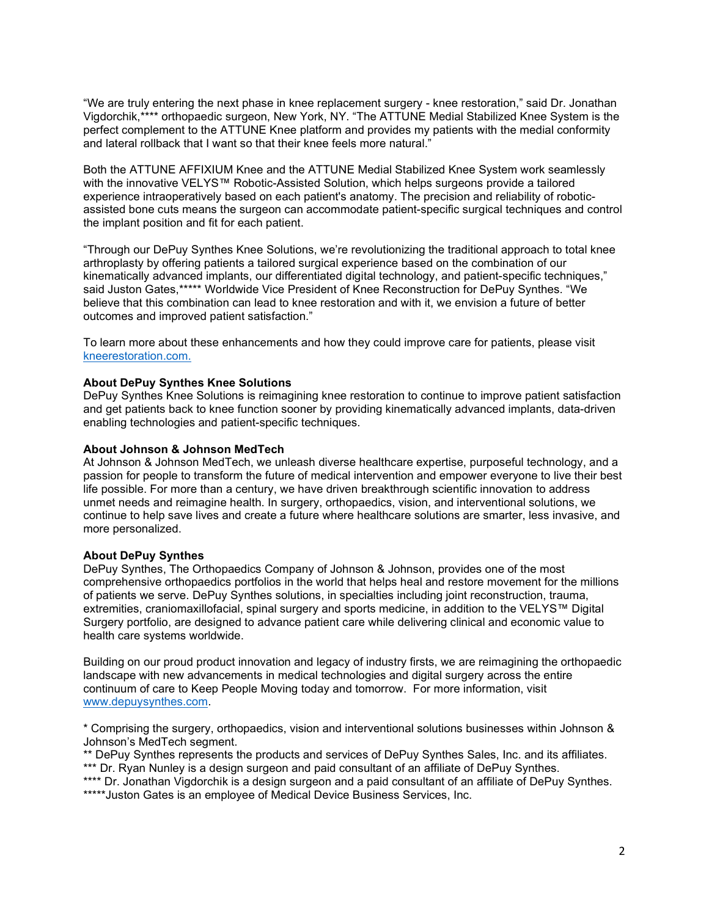"We are truly entering the next phase in knee replacement surgery - knee restoration," said Dr. Jonathan Vigdorchik,**** orthopaedic surgeon, New York, NY. "The ATTUNE Medial Stabilized Knee System is the perfect complement to the ATTUNE Knee platform and provides my patients with the medial conformity and lateral rollback that I want so that their knee feels more natural."

Both the ATTUNE AFFIXIUM Knee and the ATTUNE Medial Stabilized Knee System work seamlessly with the innovative VELYS™ Robotic-Assisted Solution, which helps surgeons provide a tailored experience intraoperatively based on each patient's anatomy. The precision and reliability of robotic-assisted bone cuts means the surgeon can accommodate patient-specific surgical techniques and control the implant position and fit for each patient.

"Through our DePuy Synthes Knee Solutions, we're revolutionizing the traditional approach to total knee arthroplasty by offering patients a tailored surgical experience based on the combination of our kinematically advanced implants, our differentiated digital technology, and patient-specific techniques," said Juston Gates,***** Worldwide Vice President of Knee Reconstruction for DePuy Synthes. "We believe that this combination can lead to knee restoration and with it, we envision a future of better outcomes and improved patient satisfaction."

To learn more about these enhancements and how they could improve care for patients, please visit [kneerestoration.com.](kneerestoration.com)

**About DePuy Synthes Knee Solutions**
DePuy Synthes Knee Solutions is reimagining knee restoration to continue to improve patient satisfaction and get patients back to knee function sooner by providing kinematically advanced implants, data-driven enabling technologies and patient-specific techniques.

**About Johnson & Johnson MedTech**
At Johnson & Johnson MedTech, we unleash diverse healthcare expertise, purposeful technology, and a passion for people to transform the future of medical intervention and empower everyone to live their best life possible. For more than a century, we have driven breakthrough scientific innovation to address unmet needs and reimagine health. In surgery, orthopaedics, vision, and interventional solutions, we continue to help save lives and create a future where healthcare solutions are smarter, less invasive, and more personalized.

**About DePuy Synthes**
DePuy Synthes, The Orthopaedics Company of Johnson & Johnson, provides one of the most comprehensive orthopaedics portfolios in the world that helps heal and restore movement for the millions of patients we serve. DePuy Synthes solutions, in specialties including joint reconstruction, trauma, extremities, craniomaxillofacial, spinal surgery and sports medicine, in addition to the VELYS™ Digital Surgery portfolio, are designed to advance patient care while delivering clinical and economic value to health care systems worldwide.

Building on our proud product innovation and legacy of industry firsts, we are reimagining the orthopaedic landscape with new advancements in medical technologies and digital surgery across the entire continuum of care to Keep People Moving today and tomorrow. For more information, visit [www.depuysynthes.com](www.depuysynthes.com).

* Comprising the surgery, orthopaedics, vision and interventional solutions businesses within Johnson & Johnson's MedTech segment.
** DePuy Synthes represents the products and services of DePuy Synthes Sales, Inc. and its affiliates.
*** Dr. Ryan Nunley is a design surgeon and paid consultant of an affiliate of DePuy Synthes.
**** Dr. Jonathan Vigdorchik is a design surgeon and a paid consultant of an affiliate of DePuy Synthes.
*****Juston Gates is an employee of Medical Device Business Services, Inc.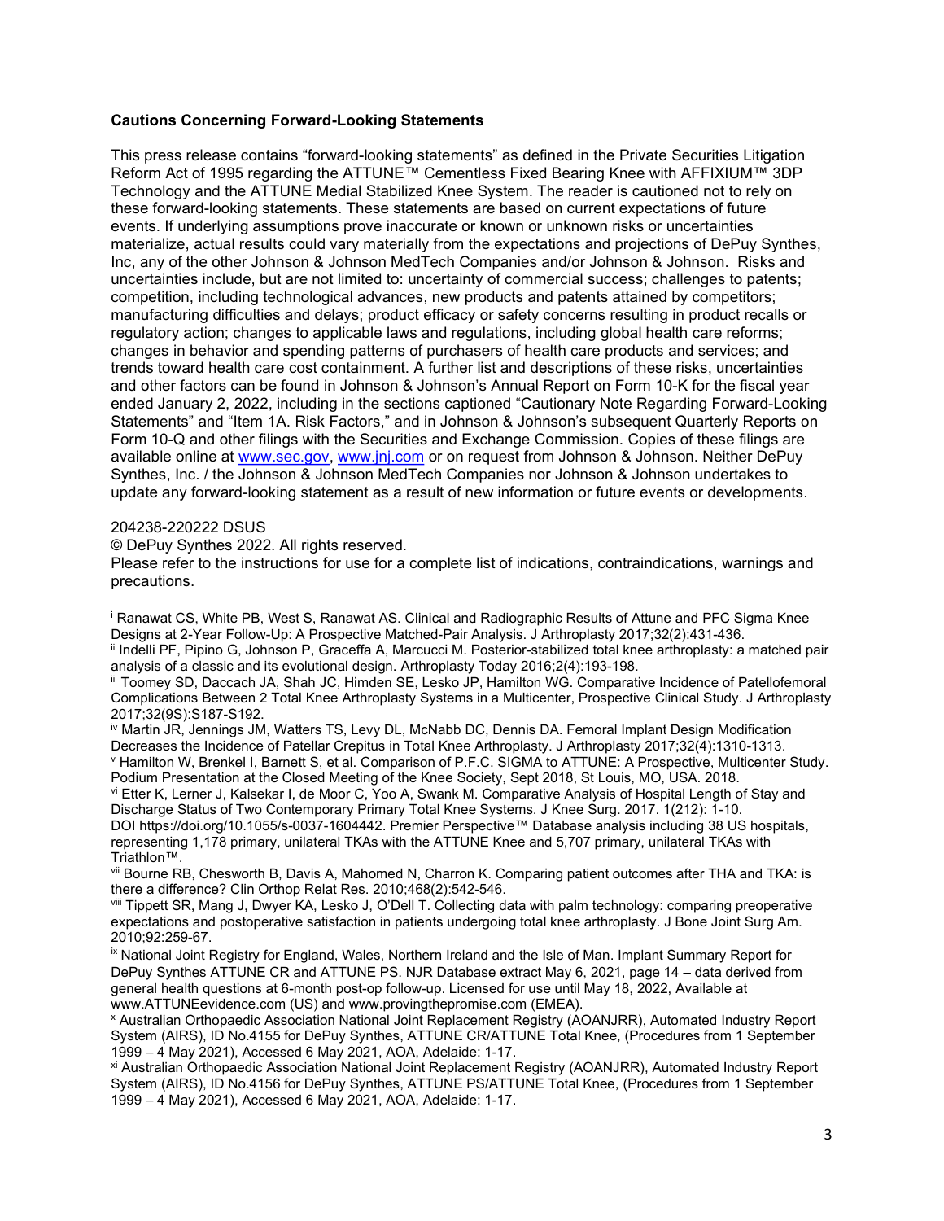**Cautions Concerning Forward-Looking Statements**

This press release contains "forward-looking statements" as defined in the Private Securities Litigation Reform Act of 1995 regarding the ATTUNE™ Cementless Fixed Bearing Knee with AFFIXIUM™ 3DP Technology and the ATTUNE Medial Stabilized Knee System. The reader is cautioned not to rely on these forward-looking statements. These statements are based on current expectations of future events. If underlying assumptions prove inaccurate or known or unknown risks or uncertainties materialize, actual results could vary materially from the expectations and projections of DePuy Synthes, Inc, any of the other Johnson & Johnson MedTech Companies and/or Johnson & Johnson. Risks and uncertainties include, but are not limited to: uncertainty of commercial success; challenges to patents; competition, including technological advances, new products and patents attained by competitors; manufacturing difficulties and delays; product efficacy or safety concerns resulting in product recalls or regulatory action; changes to applicable laws and regulations, including global health care reforms; changes in behavior and spending patterns of purchasers of health care products and services; and trends toward health care cost containment. A further list and descriptions of these risks, uncertainties and other factors can be found in Johnson & Johnson's Annual Report on Form 10-K for the fiscal year ended January 2, 2022, including in the sections captioned "Cautionary Note Regarding Forward-Looking Statements" and "Item 1A. Risk Factors," and in Johnson & Johnson's subsequent Quarterly Reports on Form 10-Q and other filings with the Securities and Exchange Commission. Copies of these filings are available online at www.sec.gov, www.jnj.com or on request from Johnson & Johnson. Neither DePuy Synthes, Inc. / the Johnson & Johnson MedTech Companies nor Johnson & Johnson undertakes to update any forward-looking statement as a result of new information or future events or developments.

204238-220222 DSUS

© DePuy Synthes 2022. All rights reserved.

Please refer to the instructions for use for a complete list of indications, contraindications, warnings and precautions.

---

[i] Ranawat CS, White PB, West S, Ranawat AS. Clinical and Radiographic Results of Attune and PFC Sigma Knee Designs at 2-Year Follow-Up: A Prospective Matched-Pair Analysis. J Arthroplasty 2017;32(2):431-436.

[ii] Indelli PF, Pipino G, Johnson P, Graceffa A, Marcucci M. Posterior-stabilized total knee arthroplasty: a matched pair analysis of a classic and its evolutional design. Arthroplasty Today 2016;2(4):193-198.

[iii] Toomey SD, Daccach JA, Shah JC, Himden SE, Lesko JP, Hamilton WG. Comparative Incidence of Patellofemoral Complications Between 2 Total Knee Arthroplasty Systems in a Multicenter, Prospective Clinical Study. J Arthroplasty 2017;32(9S):S187-S192.

[iv] Martin JR, Jennings JM, Watters TS, Levy DL, McNabb DC, Dennis DA. Femoral Implant Design Modification Decreases the Incidence of Patellar Crepitus in Total Knee Arthroplasty. J Arthroplasty 2017;32(4):1310-1313.

[v] Hamilton W, Brenkel I, Barnett S, et al. Comparison of P.F.C. SIGMA to ATTUNE: A Prospective, Multicenter Study. Podium Presentation at the Closed Meeting of the Knee Society, Sept 2018, St Louis, MO, USA. 2018.

[vi] Etter K, Lerner J, Kalsekar I, de Moor C, Yoo A, Swank M. Comparative Analysis of Hospital Length of Stay and Discharge Status of Two Contemporary Primary Total Knee Systems. J Knee Surg. 2017. 1(212): 1-10. DOI https://doi.org/10.1055/s-0037-1604442. Premier Perspective™ Database analysis including 38 US hospitals, representing 1,178 primary, unilateral TKAs with the ATTUNE Knee and 5,707 primary, unilateral TKAs with Triathlon™.

[vii] Bourne RB, Chesworth B, Davis A, Mahomed N, Charron K. Comparing patient outcomes after THA and TKA: is there a difference? Clin Orthop Relat Res. 2010;468(2):542-546.

[viii] Tippett SR, Mang J, Dwyer KA, Lesko J, O'Dell T. Collecting data with palm technology: comparing preoperative expectations and postoperative satisfaction in patients undergoing total knee arthroplasty. J Bone Joint Surg Am. 2010;92:259-67.

[ix] National Joint Registry for England, Wales, Northern Ireland and the Isle of Man. Implant Summary Report for DePuy Synthes ATTUNE CR and ATTUNE PS. NJR Database extract May 6, 2021, page 14 – data derived from general health questions at 6-month post-op follow-up. Licensed for use until May 18, 2022, Available at www.ATTUNEevidence.com (US) and www.provingthepromise.com (EMEA).

[x] Australian Orthopaedic Association National Joint Replacement Registry (AOANJRR), Automated Industry Report System (AIRS), ID No.4155 for DePuy Synthes, ATTUNE CR/ATTUNE Total Knee, (Procedures from 1 September 1999 – 4 May 2021), Accessed 6 May 2021, AOA, Adelaide: 1-17.

[xi] Australian Orthopaedic Association National Joint Replacement Registry (AOANJRR), Automated Industry Report System (AIRS), ID No.4156 for DePuy Synthes, ATTUNE PS/ATTUNE Total Knee, (Procedures from 1 September 1999 – 4 May 2021), Accessed 6 May 2021, AOA, Adelaide: 1-17.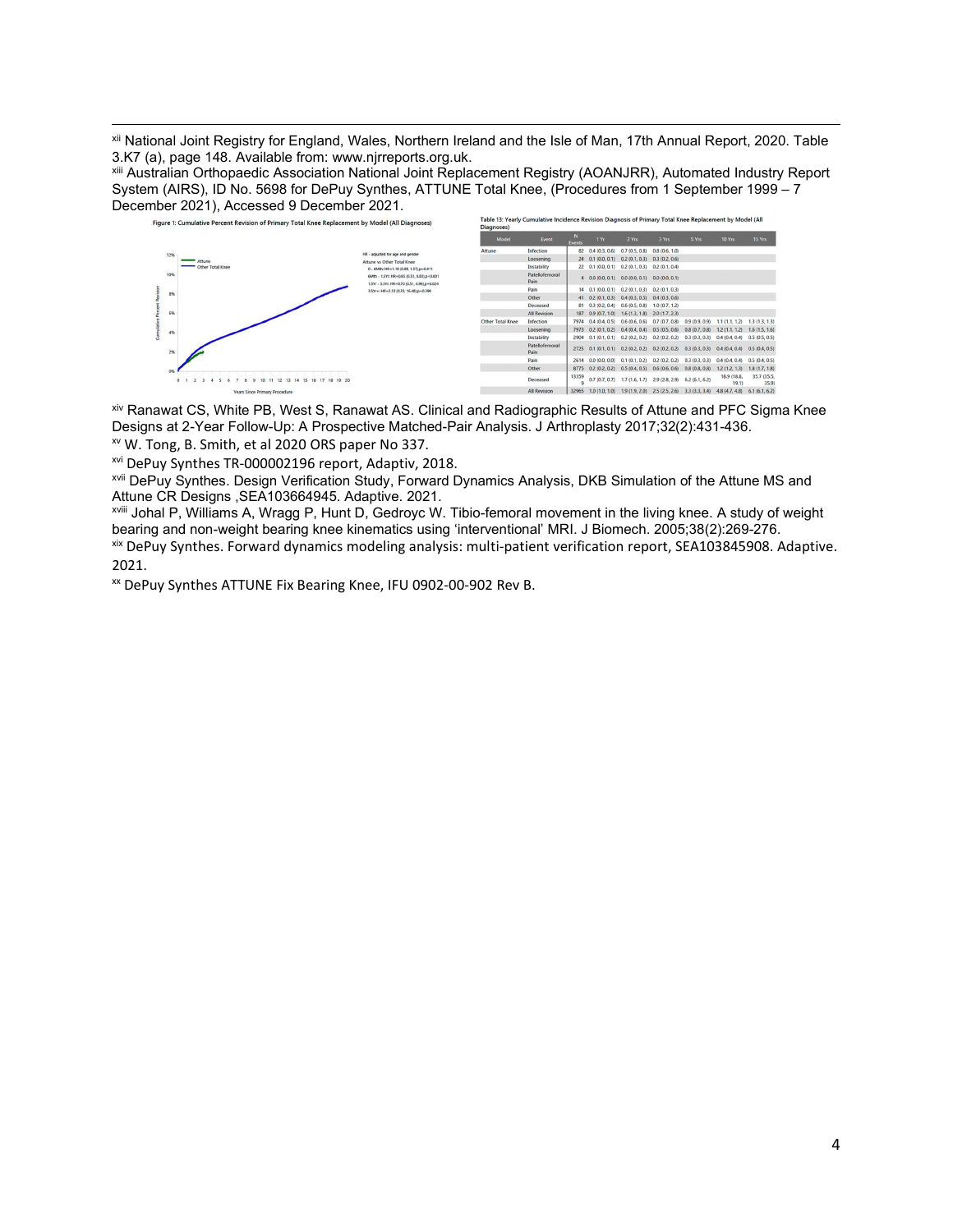[xii] National Joint Registry for England, Wales, Northern Ireland and the Isle of Man, 17th Annual Report, 2020. Table 3.K7 (a), page 148. Available from: www.njrreports.org.uk.
[xiii] Australian Orthopaedic Association National Joint Replacement Registry (AOANJRR), Automated Industry Report System (AIRS), ID No. 5698 for DePuy Synthes, ATTUNE Total Knee, (Procedures from 1 September 1999 – 7 December 2021), Accessed 9 December 2021.

Figure 1: Cumulative Percent Revision of Primary Total Knee Replacement by Model (All Diagnoses)

Attune
Other Total Knee

HR - adjusted for age and gender
Attune vs Other Total Knee
0 - 6Mth: HR=1.10 (0.88, 1.37),p=0.411
6Mth - 1.5Yr: HR=0.65 (0.51, 0.83),p<0.001
1.5Yr - 3.0Yr: HR=0.70 (0.51, 0.96),p=0.024
3.0Yr+: HR=2.33 (0.33, 16.48),p=0.396

12%
10%
8%
6%
4%
2%
0%

Cumulative Percent Revision

0 1 2 3 4 5 6 7 8 9 10 11 12 13 14 15 16 17 18 19 20

Years Since Primary Procedure

Table 13: Yearly Cumulative Incidence Revision Diagnosis of Primary Total Knee Replacement by Model (All Diagnoses)

| Model | Event | N Events | 1 Yr | 2 Yrs | 3 Yrs | 5 Yrs | 10 Yrs | 15 Yrs |
|---|---|---|---|---|---|---|---|---|
| Attune | Infection | 82 | 0.4 (0.3, 0.6) | 0.7 (0.5, 0.8) | 0.8 (0.6, 1.0) | | | |
| | Loosening | 24 | 0.1 (0.0, 0.1) | 0.2 (0.1, 0.3) | 0.3 (0.2, 0.6) | | | |
| | Instability | 22 | 0.1 (0.0, 0.1) | 0.2 (0.1, 0.3) | 0.2 (0.1, 0.4) | | | |
| | Patellofemoral Pain | 4 | 0.0 (0.0, 0.1) | 0.0 (0.0, 0.1) | 0.0 (0.0, 0.1) | | | |
| | Pain | 14 | 0.1 (0.0, 0.1) | 0.2 (0.1, 0.3) | 0.2 (0.1, 0.3) | | | |
| | Other | 41 | 0.2 (0.1, 0.3) | 0.4 (0.3, 0.5) | 0.4 (0.3, 0.6) | | | |
| | Deceased | 81 | 0.3 (0.2, 0.4) | 0.6 (0.5, 0.8) | 1.0 (0.7, 1.2) | | | |
| | All Revision | 187 | 0.9 (0.7, 1.0) | 1.6 (1.3, 1.8) | 2.0 (1.7, 2.3) | | | |
| Other Total Knee | Infection | 7974 | 0.4 (0.4, 0.5) | 0.6 (0.6, 0.6) | 0.7 (0.7, 0.8) | 0.9 (0.9, 0.9) | 1.1 (1.1, 1.2) | 1.3 (1.3, 1.3) |
| | Loosening | 7973 | 0.2 (0.1, 0.2) | 0.4 (0.4, 0.4) | 0.5 (0.5, 0.6) | 0.8 (0.7, 0.8) | 1.2 (1.1, 1.2) | 1.6 (1.5, 1.6) |
| | Instability | 2904 | 0.1 (0.1, 0.1) | 0.2 (0.2, 0.2) | 0.2 (0.2, 0.2) | 0.3 (0.3, 0.3) | 0.4 (0.4, 0.4) | 0.5 (0.5, 0.5) |
| | Patellofemoral Pain | 2725 | 0.1 (0.1, 0.1) | 0.2 (0.2, 0.2) | 0.2 (0.2, 0.2) | 0.3 (0.3, 0.3) | 0.4 (0.4, 0.4) | 0.5 (0.4, 0.5) |
| | Pain | 2614 | 0.0 (0.0, 0.0) | 0.1 (0.1, 0.2) | 0.2 (0.2, 0.2) | 0.3 (0.3, 0.3) | 0.4 (0.4, 0.4) | 0.5 (0.4, 0.5) |
| | Other | 8775 | 0.2 (0.2, 0.2) | 0.5 (0.4, 0.5) | 0.6 (0.6, 0.6) | 0.8 (0.8, 0.8) | 1.2 (1.2, 1.3) | 1.8 (1.7, 1.8) |
| | Deceased | 133599 | 0.7 (0.7, 0.7) | 1.7 (1.6, 1.7) | 2.9 (2.8, 2.9) | 6.2 (6.1, 6.2) | 18.9 (18.8, 19.1) | 35.7 (35.5, 35.9) |
| | All Revision | 32965 | 1.0 (1.0, 1.0) | 1.9 (1.9, 2.0) | 2.5 (2.5, 2.6) | 3.3 (3.3, 3.4) | 4.8 (4.7, 4.8) | 6.1 (6.1, 6.2) |

[xiv] Ranawat CS, White PB, West S, Ranawat AS. Clinical and Radiographic Results of Attune and PFC Sigma Knee Designs at 2-Year Follow-Up: A Prospective Matched-Pair Analysis. J Arthroplasty 2017;32(2):431-436.
[xv] W. Tong, B. Smith, et al 2020 ORS paper No 337.
[xvi] DePuy Synthes TR-000002196 report, Adaptiv, 2018.
[xvii] DePuy Synthes. Design Verification Study, Forward Dynamics Analysis, DKB Simulation of the Attune MS and Attune CR Designs ,SEA103664945. Adaptive. 2021.
[xviii] Johal P, Williams A, Wragg P, Hunt D, Gedroyc W. Tibio-femoral movement in the living knee. A study of weight bearing and non-weight bearing knee kinematics using 'interventional' MRI. J Biomech. 2005;38(2):269-276.
[xix] DePuy Synthes. Forward dynamics modeling analysis: multi-patient verification report, SEA103845908. Adaptive. 2021.
[xx] DePuy Synthes ATTUNE Fix Bearing Knee, IFU 0902-00-902 Rev B.